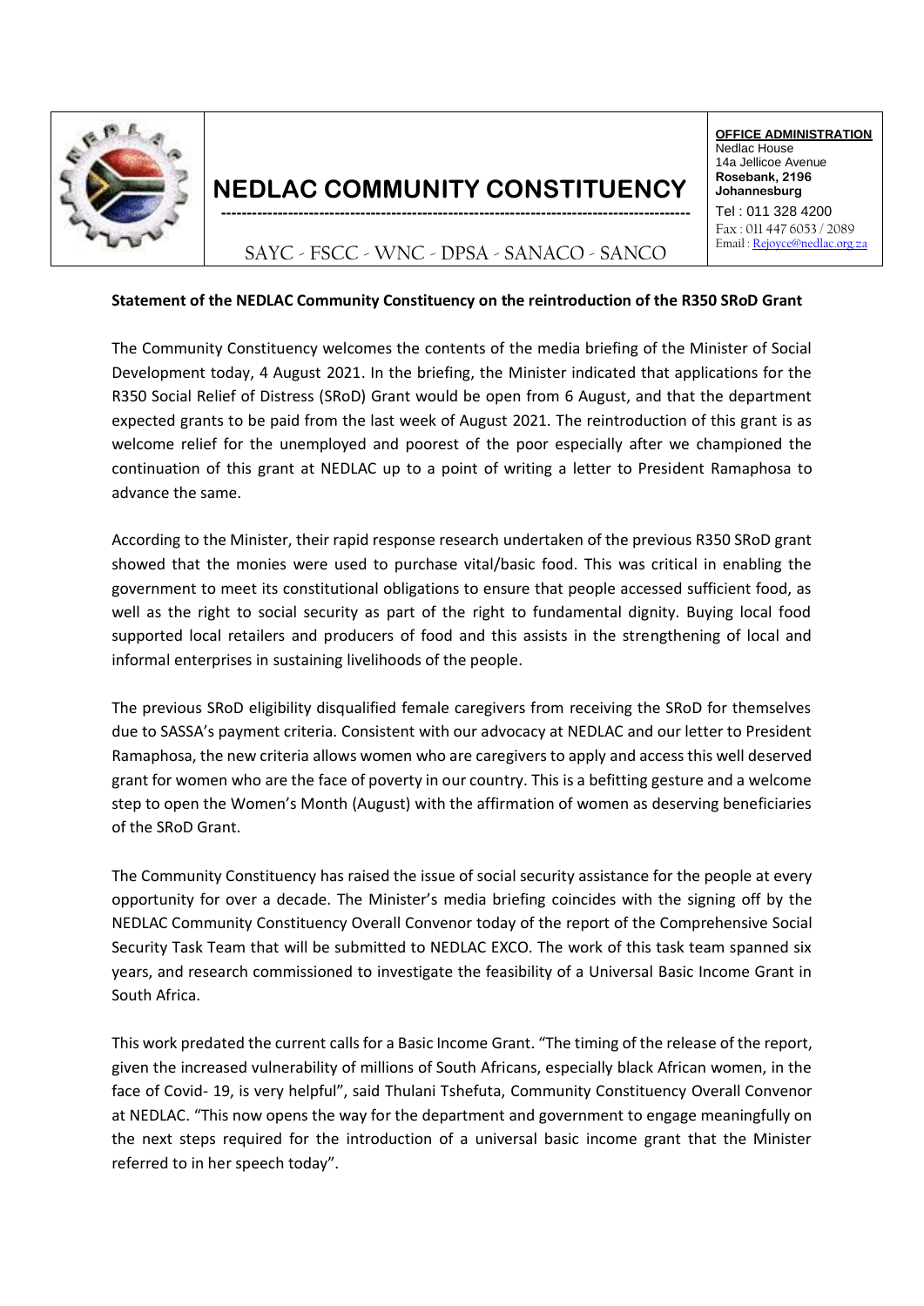# NEDLAC COMMUNITY CONSTITUENCY

SAYC - FSCC - WNC - DPSA - SANACO - SANCO

**OFFICE ADMINISTRATION**
Nedlac House
14a Jellicoe Avenue
**Rosebank, 2196**
**Johannesburg**
Tel : 011 328 4200
Fax : 011 447 6053 / 2089
Email : Rejoyce@nedlac.org.za

**Statement of the NEDLAC Community Constituency on the reintroduction of the R350 SRoD Grant**

The Community Constituency welcomes the contents of the media briefing of the Minister of Social Development today, 4 August 2021. In the briefing, the Minister indicated that applications for the R350 Social Relief of Distress (SRoD) Grant would be open from 6 August, and that the department expected grants to be paid from the last week of August 2021. The reintroduction of this grant is as welcome relief for the unemployed and poorest of the poor especially after we championed the continuation of this grant at NEDLAC up to a point of writing a letter to President Ramaphosa to advance the same.

According to the Minister, their rapid response research undertaken of the previous R350 SRoD grant showed that the monies were used to purchase vital/basic food. This was critical in enabling the government to meet its constitutional obligations to ensure that people accessed sufficient food, as well as the right to social security as part of the right to fundamental dignity. Buying local food supported local retailers and producers of food and this assists in the strengthening of local and informal enterprises in sustaining livelihoods of the people.

The previous SRoD eligibility disqualified female caregivers from receiving the SRoD for themselves due to SASSA's payment criteria. Consistent with our advocacy at NEDLAC and our letter to President Ramaphosa, the new criteria allows women who are caregivers to apply and access this well deserved grant for women who are the face of poverty in our country. This is a befitting gesture and a welcome step to open the Women's Month (August) with the affirmation of women as deserving beneficiaries of the SRoD Grant.

The Community Constituency has raised the issue of social security assistance for the people at every opportunity for over a decade. The Minister's media briefing coincides with the signing off by the NEDLAC Community Constituency Overall Convenor today of the report of the Comprehensive Social Security Task Team that will be submitted to NEDLAC EXCO. The work of this task team spanned six years, and research commissioned to investigate the feasibility of a Universal Basic Income Grant in South Africa.

This work predated the current calls for a Basic Income Grant. "The timing of the release of the report, given the increased vulnerability of millions of South Africans, especially black African women, in the face of Covid- 19, is very helpful", said Thulani Tshefuta, Community Constituency Overall Convenor at NEDLAC. "This now opens the way for the department and government to engage meaningfully on the next steps required for the introduction of a universal basic income grant that the Minister referred to in her speech today".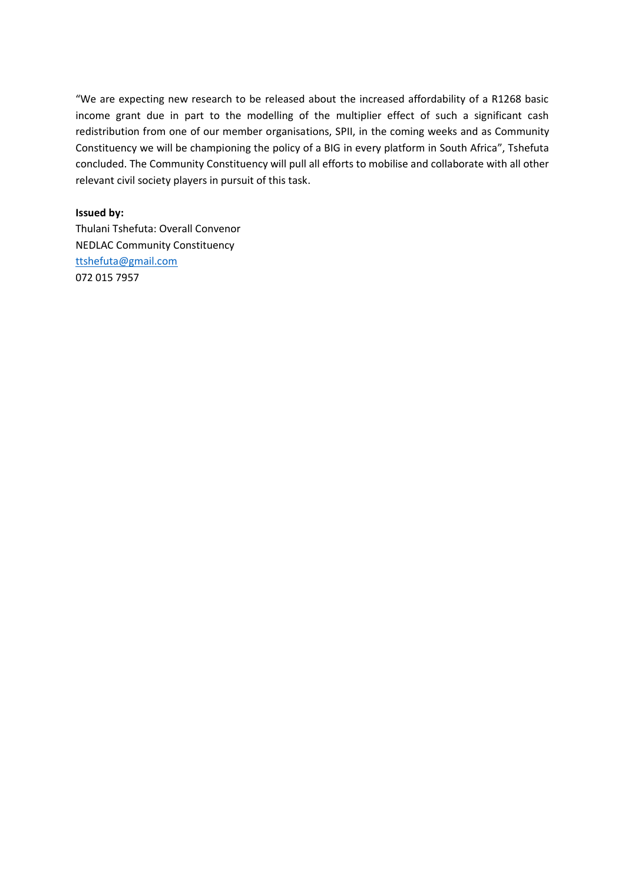"We are expecting new research to be released about the increased affordability of a R1268 basic income grant due in part to the modelling of the multiplier effect of such a significant cash redistribution from one of our member organisations, SPII, in the coming weeks and as Community Constituency we will be championing the policy of a BIG in every platform in South Africa", Tshefuta concluded. The Community Constituency will pull all efforts to mobilise and collaborate with all other relevant civil society players in pursuit of this task.

**Issued by:**
Thulani Tshefuta: Overall Convenor
NEDLAC Community Constituency
ttshefuta@gmail.com
072 015 7957